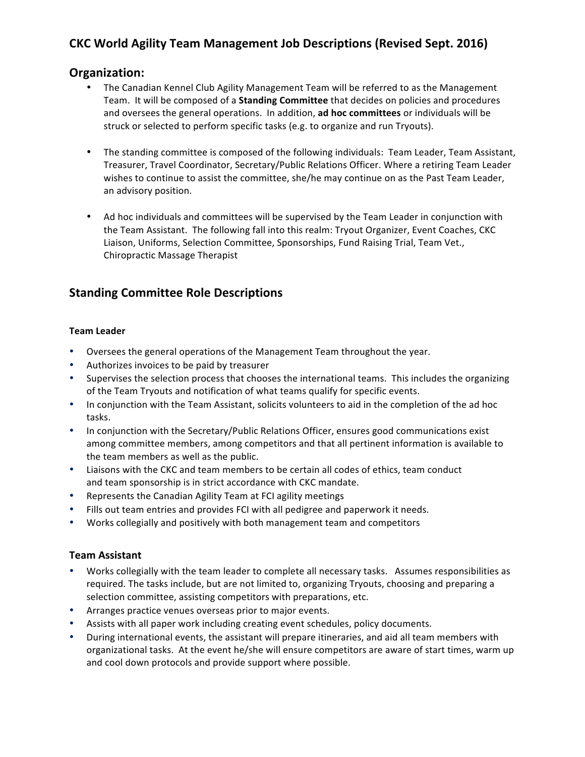# CKC World Agility Team Management Job Descriptions (Revised Sept. 2016)

## Organization:

- The Canadian Kennel Club Agility Management Team will be referred to as the Management Team. It will be composed of a **Standing Committee** that decides on policies and procedures and oversees the general operations. In addition, **ad hoc committees** or individuals will be struck or selected to perform specific tasks (e.g. to organize and run Tryouts).

- The standing committee is composed of the following individuals: Team Leader, Team Assistant, Treasurer, Travel Coordinator, Secretary/Public Relations Officer. Where a retiring Team Leader wishes to continue to assist the committee, she/he may continue on as the Past Team Leader, an advisory position.

- Ad hoc individuals and committees will be supervised by the Team Leader in conjunction with the Team Assistant. The following fall into this realm: Tryout Organizer, Event Coaches, CKC Liaison, Uniforms, Selection Committee, Sponsorships, Fund Raising Trial, Team Vet., Chiropractic Massage Therapist

## Standing Committee Role Descriptions

### Team Leader

- Oversees the general operations of the Management Team throughout the year.
- Authorizes invoices to be paid by treasurer
- Supervises the selection process that chooses the international teams. This includes the organizing of the Team Tryouts and notification of what teams qualify for specific events.
- In conjunction with the Team Assistant, solicits volunteers to aid in the completion of the ad hoc tasks.
- In conjunction with the Secretary/Public Relations Officer, ensures good communications exist among committee members, among competitors and that all pertinent information is available to the team members as well as the public.
- Liaisons with the CKC and team members to be certain all codes of ethics, team conduct and team sponsorship is in strict accordance with CKC mandate.
- Represents the Canadian Agility Team at FCI agility meetings
- Fills out team entries and provides FCI with all pedigree and paperwork it needs.
- Works collegially and positively with both management team and competitors

### Team Assistant

- Works collegially with the team leader to complete all necessary tasks. Assumes responsibilities as required. The tasks include, but are not limited to, organizing Tryouts, choosing and preparing a selection committee, assisting competitors with preparations, etc.
- Arranges practice venues overseas prior to major events.
- Assists with all paper work including creating event schedules, policy documents.
- During international events, the assistant will prepare itineraries, and aid all team members with organizational tasks. At the event he/she will ensure competitors are aware of start times, warm up and cool down protocols and provide support where possible.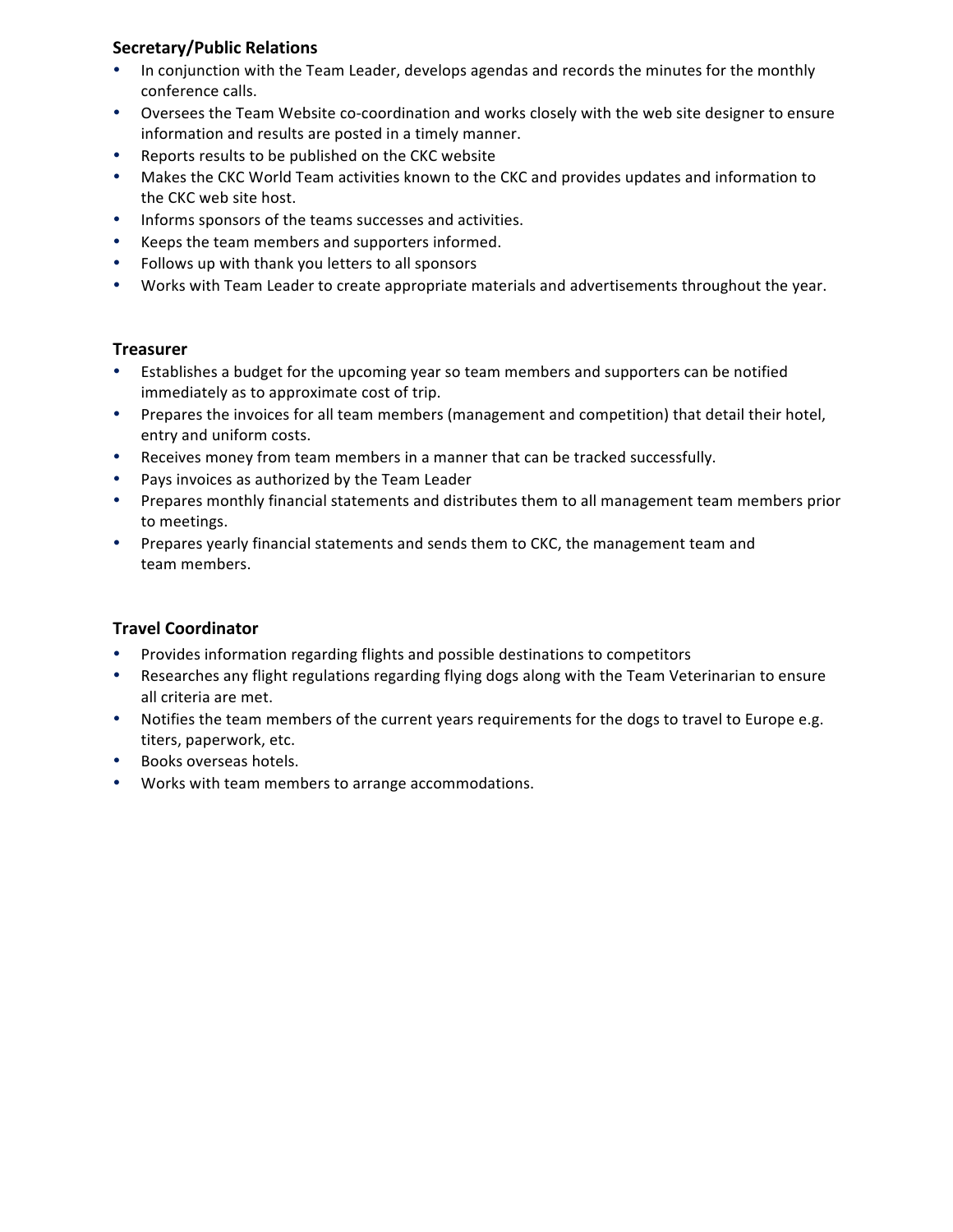**Secretary/Public Relations**

- In conjunction with the Team Leader, develops agendas and records the minutes for the monthly conference calls.
- Oversees the Team Website co-coordination and works closely with the web site designer to ensure information and results are posted in a timely manner.
- Reports results to be published on the CKC website
- Makes the CKC World Team activities known to the CKC and provides updates and information to the CKC web site host.
- Informs sponsors of the teams successes and activities.
- Keeps the team members and supporters informed.
- Follows up with thank you letters to all sponsors
- Works with Team Leader to create appropriate materials and advertisements throughout the year.

**Treasurer**

- Establishes a budget for the upcoming year so team members and supporters can be notified immediately as to approximate cost of trip.
- Prepares the invoices for all team members (management and competition) that detail their hotel, entry and uniform costs.
- Receives money from team members in a manner that can be tracked successfully.
- Pays invoices as authorized by the Team Leader
- Prepares monthly financial statements and distributes them to all management team members prior to meetings.
- Prepares yearly financial statements and sends them to CKC, the management team and team members.

**Travel Coordinator**

- Provides information regarding flights and possible destinations to competitors
- Researches any flight regulations regarding flying dogs along with the Team Veterinarian to ensure all criteria are met.
- Notifies the team members of the current years requirements for the dogs to travel to Europe e.g. titers, paperwork, etc.
- Books overseas hotels.
- Works with team members to arrange accommodations.